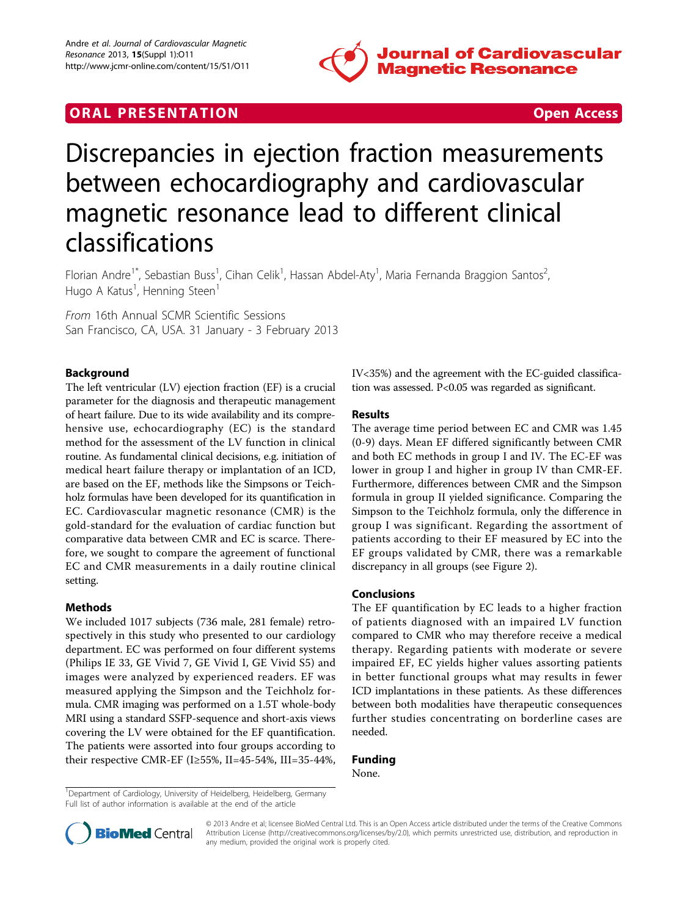ORAL PRESENTATION Open Access

# Discrepancies in ejection fraction measurements between echocardiography and cardiovascular magnetic resonance lead to different clinical classifications

Florian Andre[1*], Sebastian Buss[1], Cihan Celik[1], Hassan Abdel-Aty[1], Maria Fernanda Braggion Santos[2], Hugo A Katus[1], Henning Steen[1]

*From* 16th Annual SCMR Scientific Sessions
San Francisco, CA, USA. 31 January - 3 February 2013

## Background

The left ventricular (LV) ejection fraction (EF) is a crucial parameter for the diagnosis and therapeutic management of heart failure. Due to its wide availability and its comprehensive use, echocardiography (EC) is the standard method for the assessment of the LV function in clinical routine. As fundamental clinical decisions, e.g. initiation of medical heart failure therapy or implantation of an ICD, are based on the EF, methods like the Simpsons or Teichholz formulas have been developed for its quantification in EC. Cardiovascular magnetic resonance (CMR) is the gold-standard for the evaluation of cardiac function but comparative data between CMR and EC is scarce. Therefore, we sought to compare the agreement of functional EC and CMR measurements in a daily routine clinical setting.

## Methods

We included 1017 subjects (736 male, 281 female) retrospectively in this study who presented to our cardiology department. EC was performed on four different systems (Philips IE 33, GE Vivid 7, GE Vivid I, GE Vivid S5) and images were analyzed by experienced readers. EF was measured applying the Simpson and the Teichholz formula. CMR imaging was performed on a 1.5T whole-body MRI using a standard SSFP-sequence and short-axis views covering the LV were obtained for the EF quantification. The patients were assorted into four groups according to their respective CMR-EF (I≥55%, II=45-54%, III=35-44%, IV<35%) and the agreement with the EC-guided classification was assessed. $P<0.05$ was regarded as significant.

## Results

The average time period between EC and CMR was 1.45 (0-9) days. Mean EF differed significantly between CMR and both EC methods in group I and IV. The EC-EF was lower in group I and higher in group IV than CMR-EF. Furthermore, differences between CMR and the Simpson formula in group II yielded significance. Comparing the Simpson to the Teichholz formula, only the difference in group I was significant. Regarding the assortment of patients according to their EF measured by EC into the EF groups validated by CMR, there was a remarkable discrepancy in all groups (see Figure 2).

## Conclusions

The EF quantification by EC leads to a higher fraction of patients diagnosed with an impaired LV function compared to CMR who may therefore receive a medical therapy. Regarding patients with moderate or severe impaired EF, EC yields higher values assorting patients in better functional groups what may results in fewer ICD implantations in these patients. As these differences between both modalities have therapeutic consequences further studies concentrating on borderline cases are needed.

## Funding

None.

[1]Department of Cardiology, University of Heidelberg, Heidelberg, Germany
Full list of author information is available at the end of the article

© 2013 Andre et al; licensee BioMed Central Ltd. This is an Open Access article distributed under the terms of the Creative Commons Attribution License (http://creativecommons.org/licenses/by/2.0), which permits unrestricted use, distribution, and reproduction in any medium, provided the original work is properly cited.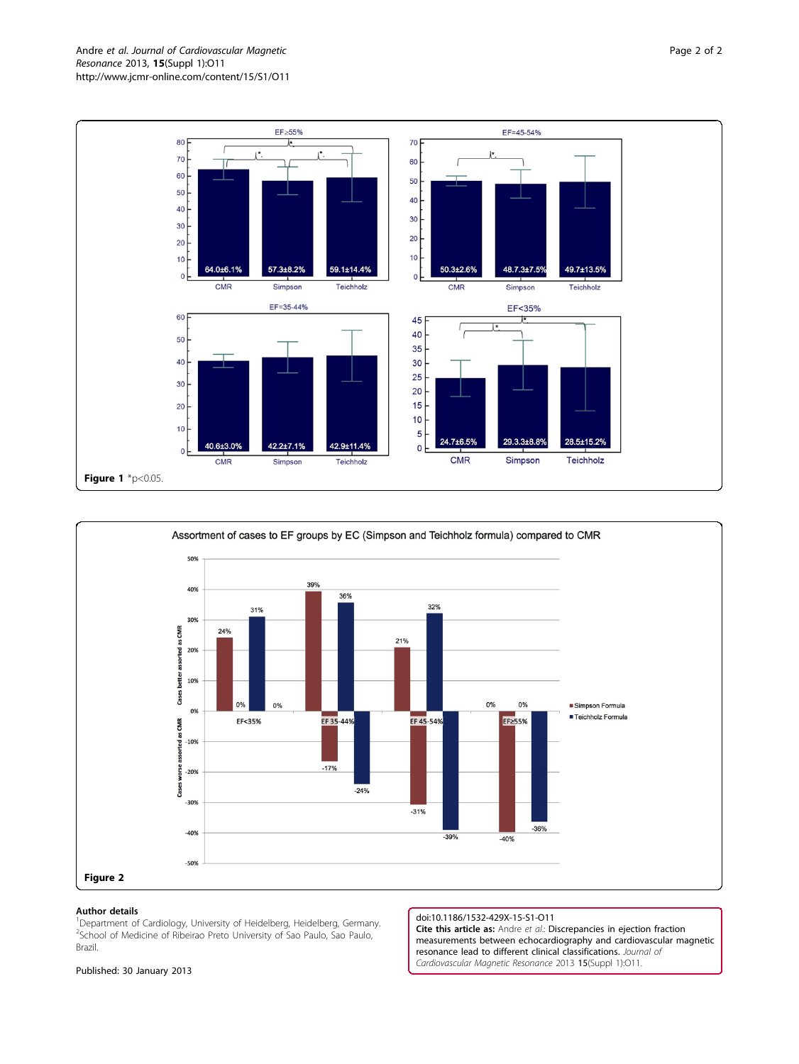EF≥55%

80
70
60
50
40
30
20
10
0

*.
*.
*.

64.0±6.1%
57.3±8.2%
59.1±14.4%

CMR
Simpson
Teichholz

EF=45-54%

70
60
50
40
30
20
10
0

*.

50.3±2.6%
48.7.3±7.5%
49.7±13.5%

CMR
Simpson
Teichholz

EF=35-44%

60
50
40
30
20
10
0

40.6±3.0%
42.2±7.1%
42.9±11.4%

CMR
Simpson
Teichholz

EF<35%

45
40
35
30
25
20
15
10
5
0

*.
*.

24.7±6.5%
29.3.3±8.8%
28.5±15.2%

CMR
Simpson
Teichholz

**Figure 1** *p<0.05.

Assortment of cases to EF groups by EC (Simpson and Teichholz formula) compared to CMR

Cases better assorted as CMR
Cases worse assorted as CMR

50%
40%
30%
20%
10%
0%
-10%
-20%
-30%
-40%
-50%

EF<35%
EF 35-44%
EF 45-54%
EF≥55%

24%
31%
0%
0%
39%
36%
-17%
-24%
21%
32%
-31%
-39%
0%
0%
-40%
-36%

Simpson Formula
Teichholz Formula

**Figure 2**

**Author details**

[1]Department of Cardiology, University of Heidelberg, Heidelberg, Germany. [2]School of Medicine of Ribeirao Preto University of Sao Paulo, Sao Paulo, Brazil.

Published: 30 January 2013

doi:10.1186/1532-429X-15-S1-O11

**Cite this article as:** Andre *et al.*: Discrepancies in ejection fraction measurements between echocardiography and cardiovascular magnetic resonance lead to different clinical classifications. *Journal of Cardiovascular Magnetic Resonance* 2013 **15**(Suppl 1):O11.